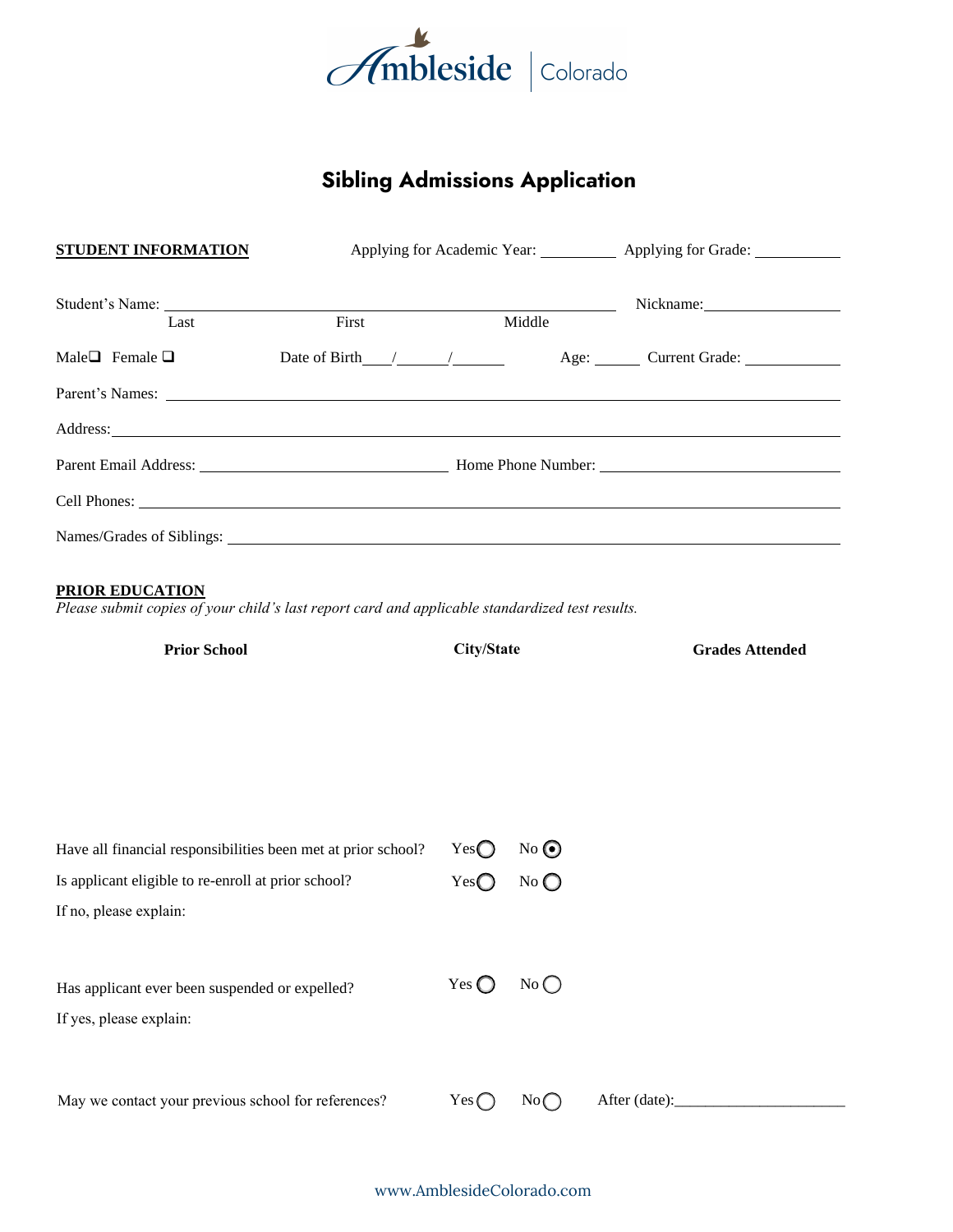Ambleside | Colorado

# Sibling Admissions Application

**STUDENT INFORMATION** Applying for Academic Year: __________ Applying for Grade: __________

Student's Name: ______________________________________________ Nickname: __________________
Last First Middle

Male ☐ Female ☐ Date of Birth ___/_____/_____ Age: ______ Current Grade: ____________

Parent's Names: ____________________________________________________________________

Address: __________________________________________________________________________

Parent Email Address: ______________________________ Home Phone Number: ______________________________

Cell Phones: _______________________________________________________________________

Names/Grades of Siblings: ____________________________________________________________

**PRIOR EDUCATION**

*Please submit copies of your child's last report card and applicable standardized test results.*

| Prior School | City/State | Grades Attended |
|---|---|---|
| | | |

Have all financial responsibilities been met at prior school? Yes ○ No ◉

Is applicant eligible to re-enroll at prior school? Yes ○ No ○

If no, please explain:

Has applicant ever been suspended or expelled? Yes ○ No ○

If yes, please explain:

May we contact your previous school for references? Yes ○ No ○ After (date):______________________

www.AmblesideColorado.com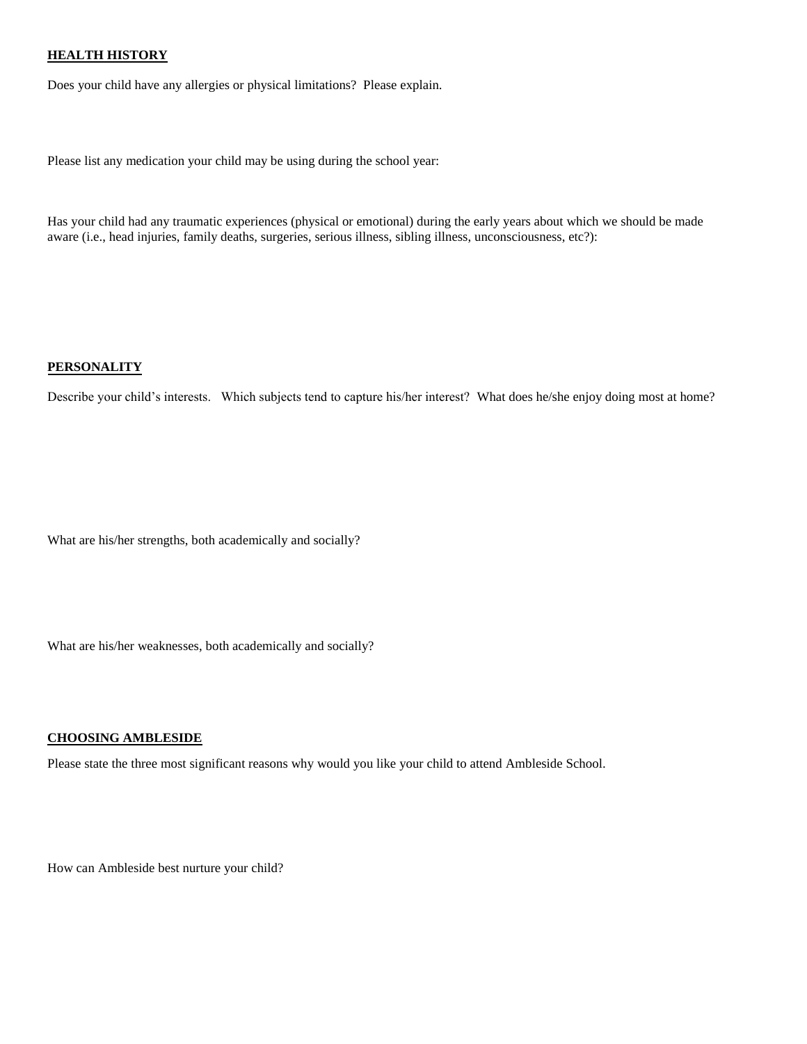## HEALTH HISTORY

Does your child have any allergies or physical limitations? Please explain.

Please list any medication your child may be using during the school year:

Has your child had any traumatic experiences (physical or emotional) during the early years about which we should be made aware (i.e., head injuries, family deaths, surgeries, serious illness, sibling illness, unconsciousness, etc?):

## PERSONALITY

Describe your child's interests. Which subjects tend to capture his/her interest? What does he/she enjoy doing most at home?

What are his/her strengths, both academically and socially?

What are his/her weaknesses, both academically and socially?

## CHOOSING AMBLESIDE

Please state the three most significant reasons why would you like your child to attend Ambleside School.

How can Ambleside best nurture your child?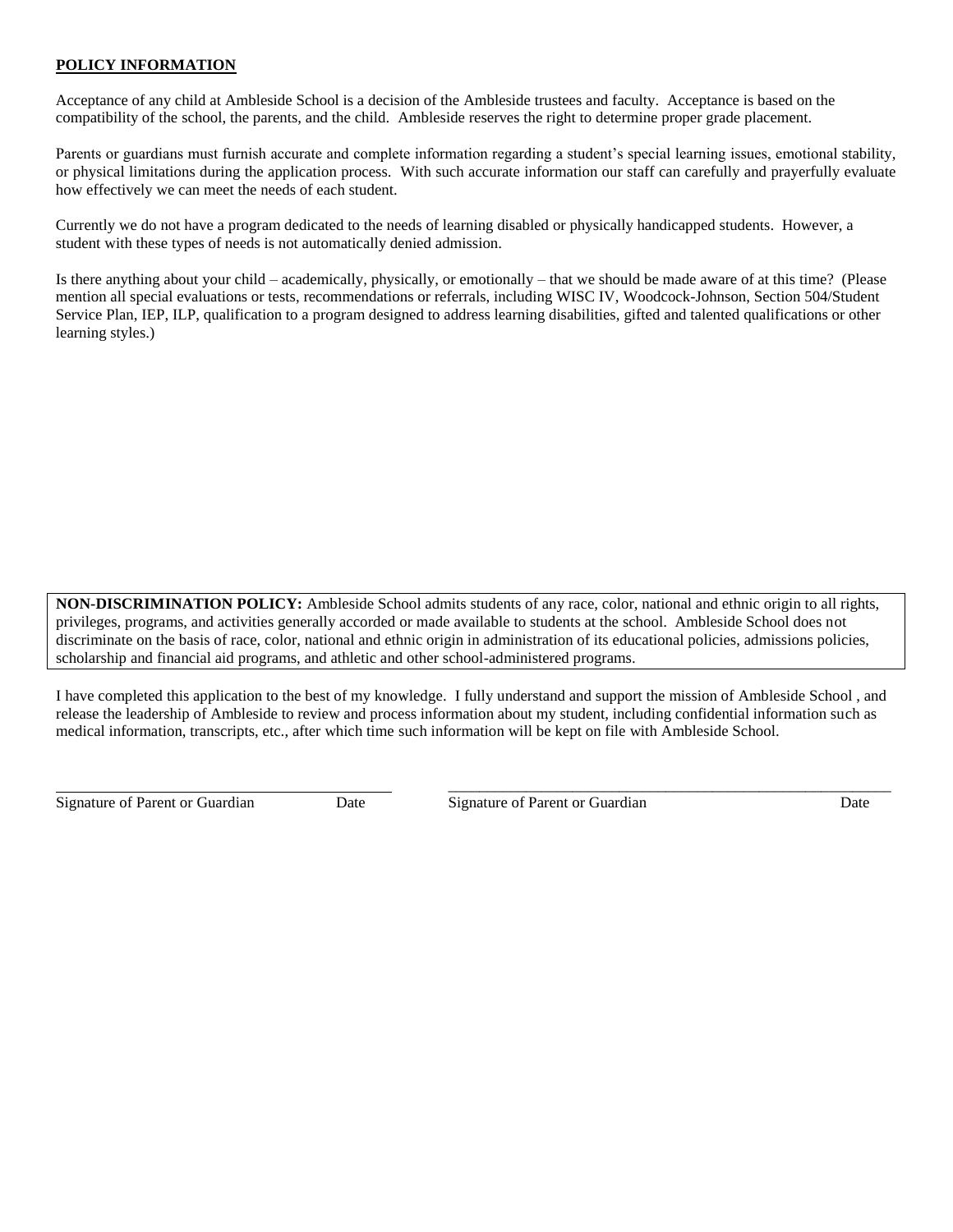**POLICY INFORMATION**

Acceptance of any child at Ambleside School is a decision of the Ambleside trustees and faculty. Acceptance is based on the compatibility of the school, the parents, and the child. Ambleside reserves the right to determine proper grade placement.

Parents or guardians must furnish accurate and complete information regarding a student's special learning issues, emotional stability, or physical limitations during the application process. With such accurate information our staff can carefully and prayerfully evaluate how effectively we can meet the needs of each student.

Currently we do not have a program dedicated to the needs of learning disabled or physically handicapped students. However, a student with these types of needs is not automatically denied admission.

Is there anything about your child – academically, physically, or emotionally – that we should be made aware of at this time? (Please mention all special evaluations or tests, recommendations or referrals, including WISC IV, Woodcock-Johnson, Section 504/Student Service Plan, IEP, ILP, qualification to a program designed to address learning disabilities, gifted and talented qualifications or other learning styles.)

**NON-DISCRIMINATION POLICY:** Ambleside School admits students of any race, color, national and ethnic origin to all rights, privileges, programs, and activities generally accorded or made available to students at the school. Ambleside School does not discriminate on the basis of race, color, national and ethnic origin in administration of its educational policies, admissions policies, scholarship and financial aid programs, and athletic and other school-administered programs.

I have completed this application to the best of my knowledge. I fully understand and support the mission of Ambleside School , and release the leadership of Ambleside to review and process information about my student, including confidential information such as medical information, transcripts, etc., after which time such information will be kept on file with Ambleside School.

_____________________________________________ \_\_\_\_\_\_\_\_\_\_\_\_\_\_\_\_\_\_\_\_\_\_\_\_\_\_\_\_\_\_\_\_\_\_\_\_\_\_\_\_\_\_\_\_\_\_\_\_\_\_\_\_\_\_\_\_\_\_\_\_\_\_

Signature of Parent or Guardian Date Signature of Parent or Guardian Date